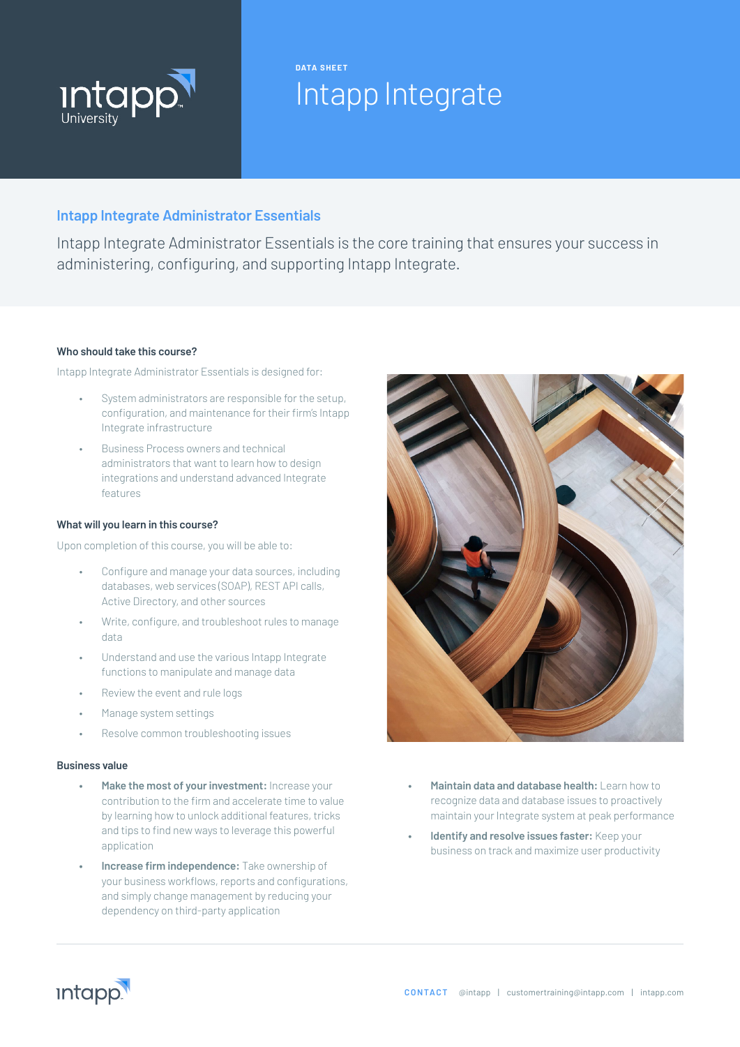DATA SHEET

# Intapp Integrate

## Intapp Integrate Administrator Essentials

Intapp Integrate Administrator Essentials is the core training that ensures your success in administering, configuring, and supporting Intapp Integrate.

### Who should take this course?

Intapp Integrate Administrator Essentials is designed for:

- System administrators are responsible for the setup, configuration, and maintenance for their firm's Intapp Integrate infrastructure
- Business Process owners and technical administrators that want to learn how to design integrations and understand advanced Integrate features

### What will you learn in this course?

Upon completion of this course, you will be able to:

- Configure and manage your data sources, including databases, web services (SOAP), REST API calls, Active Directory, and other sources
- Write, configure, and troubleshoot rules to manage data
- Understand and use the various Intapp Integrate functions to manipulate and manage data
- Review the event and rule logs
- Manage system settings
- Resolve common troubleshooting issues

### Business value

- **Make the most of your investment:** Increase your contribution to the firm and accelerate time to value by learning how to unlock additional features, tricks and tips to find new ways to leverage this powerful application
- **Increase firm independence:** Take ownership of your business workflows, reports and configurations, and simply change management by reducing your dependency on third-party application
- **Maintain data and database health:** Learn how to recognize data and database issues to proactively maintain your Integrate system at peak performance
- **Identify and resolve issues faster:** Keep your business on track and maximize user productivity

CONTACT @intapp | customertraining@intapp.com | intapp.com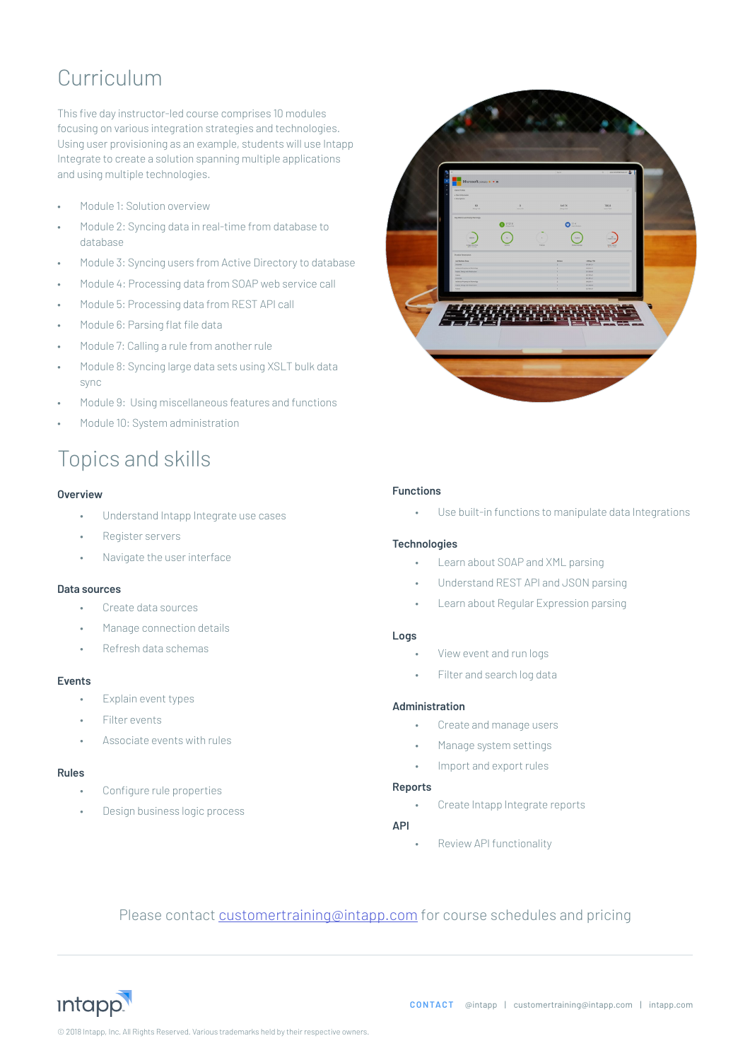# Curriculum

This five day instructor-led course comprises 10 modules focusing on various integration strategies and technologies. Using user provisioning as an example, students will use Intapp Integrate to create a solution spanning multiple applications and using multiple technologies.

- Module 1: Solution overview
- Module 2: Syncing data in real-time from database to database
- Module 3: Syncing users from Active Directory to database
- Module 4: Processing data from SOAP web service call
- Module 5: Processing data from REST API call
- Module 6: Parsing flat file data
- Module 7: Calling a rule from another rule
- Module 8: Syncing large data sets using XSLT bulk data sync
- Module 9: Using miscellaneous features and functions
- Module 10: System administration

# Topics and skills

### Overview

- Understand Intapp Integrate use cases
- Register servers
- Navigate the user interface

### Data sources

- Create data sources
- Manage connection details
- Refresh data schemas

### Events

- Explain event types
- Filter events
- Associate events with rules

### Rules

- Configure rule properties
- Design business logic process

### Functions

- Use built-in functions to manipulate data Integrations

### Technologies

- Learn about SOAP and XML parsing
- Understand REST API and JSON parsing
- Learn about Regular Expression parsing

### Logs

- View event and run logs
- Filter and search log data

### Administration

- Create and manage users
- Manage system settings
- Import and export rules

### Reports

- Create Intapp Integrate reports

### API

- Review API functionality

Please contact customertraining@intapp.com for course schedules and pricing

intapp

CONTACT @intapp | customertraining@intapp.com | intapp.com

© 2018 Intapp, Inc. All Rights Reserved. Various trademarks held by their respective owners.